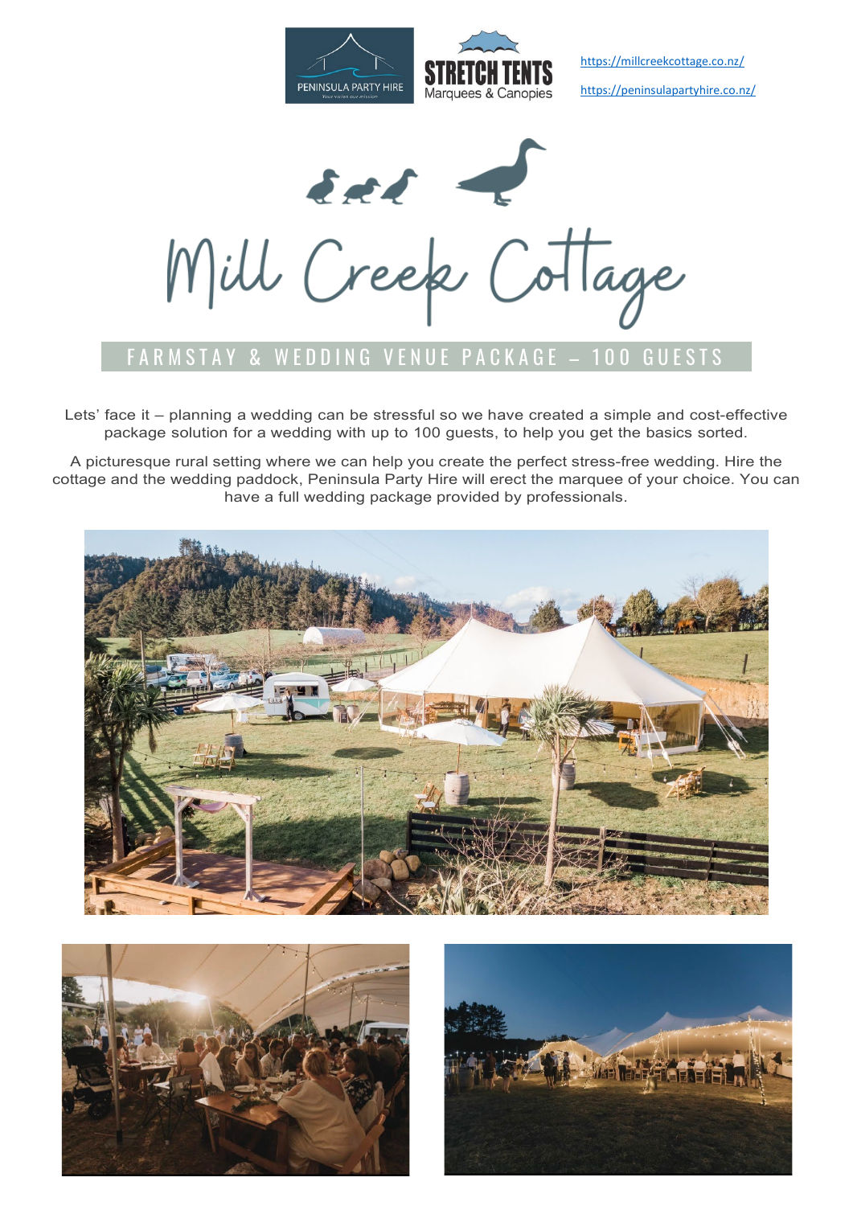PENINSULA PARTY HIRE

STRETCH TENTS Marquees & Canopies

https://millcreekcottage.co.nz/

https://peninsulapartyhire.co.nz/

# Mill Creek Cottage

## FARMSTAY & WEDDING VENUE PACKAGE – 100 GUESTS

Lets' face it – planning a wedding can be stressful so we have created a simple and cost-effective package solution for a wedding with up to 100 guests, to help you get the basics sorted.

A picturesque rural setting where we can help you create the perfect stress-free wedding. Hire the cottage and the wedding paddock, Peninsula Party Hire will erect the marquee of your choice. You can have a full wedding package provided by professionals.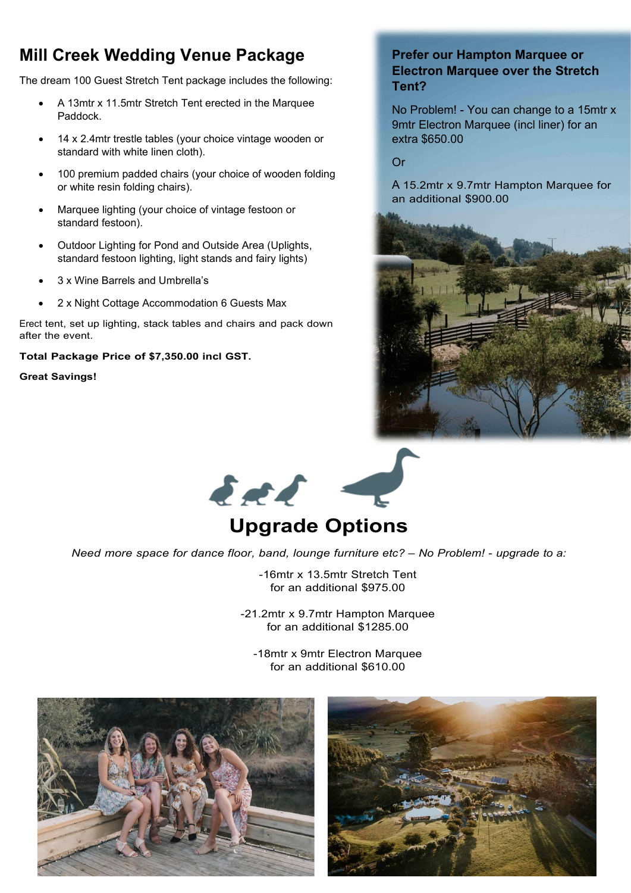# Mill Creek Wedding Venue Package

The dream 100 Guest Stretch Tent package includes the following:

- A 13mtr x 11.5mtr Stretch Tent erected in the Marquee Paddock.
- 14 x 2.4mtr trestle tables (your choice vintage wooden or standard with white linen cloth).
- 100 premium padded chairs (your choice of wooden folding or white resin folding chairs).
- Marquee lighting (your choice of vintage festoon or standard festoon).
- Outdoor Lighting for Pond and Outside Area (Uplights, standard festoon lighting, light stands and fairy lights)
- 3 x Wine Barrels and Umbrella's
- 2 x Night Cottage Accommodation 6 Guests Max

Erect tent, set up lighting, stack tables and chairs and pack down after the event.

**Total Package Price of $7,350.00 incl GST.**

**Great Savings!**

**Prefer our Hampton Marquee or Electron Marquee over the Stretch Tent?**

No Problem! - You can change to a 15mtr x 9mtr Electron Marquee (incl liner) for an extra $650.00

Or

A 15.2mtr x 9.7mtr Hampton Marquee for an additional $900.00

# Upgrade Options

*Need more space for dance floor, band, lounge furniture etc? – No Problem! - upgrade to a:*

-16mtr x 13.5mtr Stretch Tent
for an additional $975.00

-21.2mtr x 9.7mtr Hampton Marquee
for an additional $1285.00

-18mtr x 9mtr Electron Marquee
for an additional $610.00